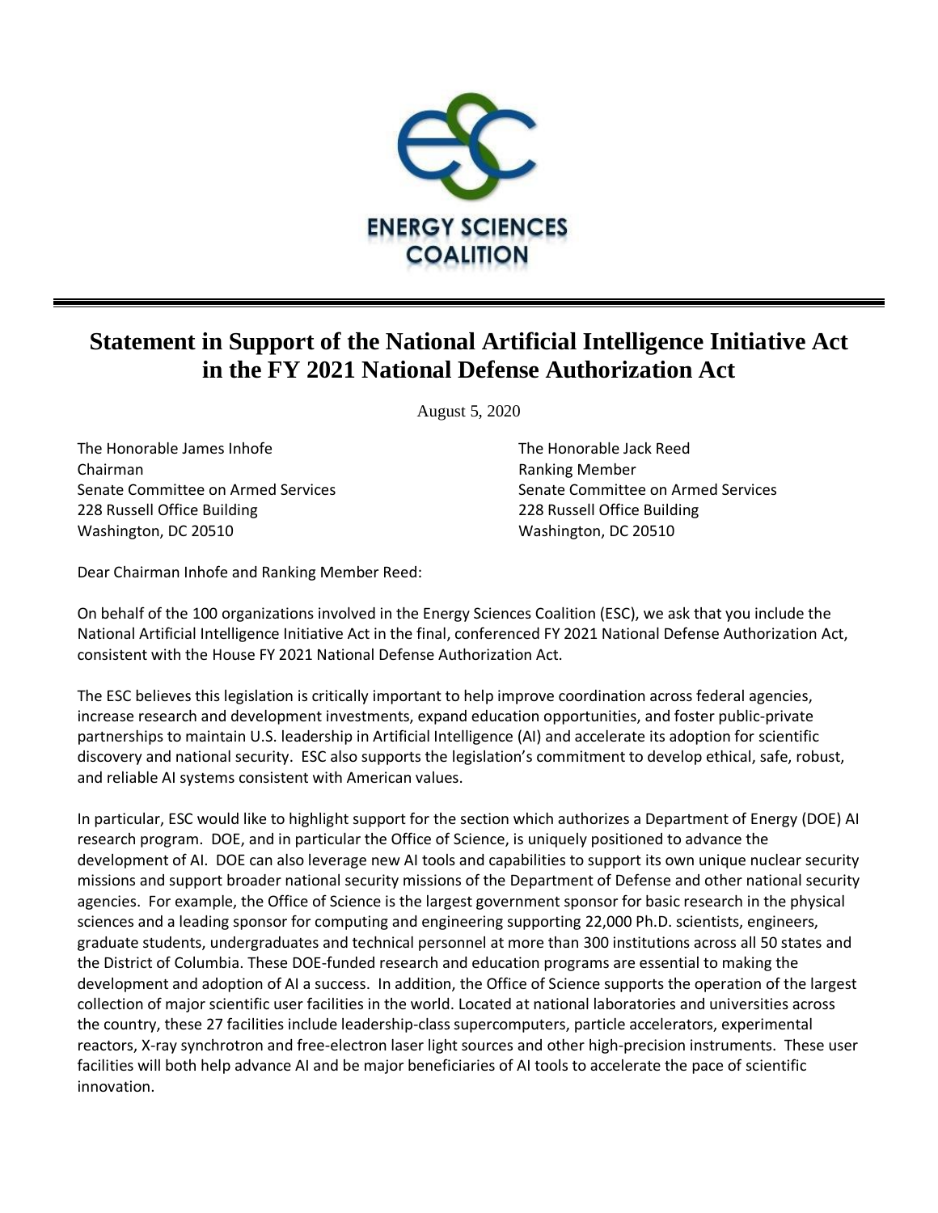ENERGY SCIENCES COALITION

# Statement in Support of the National Artificial Intelligence Initiative Act in the FY 2021 National Defense Authorization Act

August 5, 2020

The Honorable James Inhofe
Chairman
Senate Committee on Armed Services
228 Russell Office Building
Washington, DC 20510

The Honorable Jack Reed
Ranking Member
Senate Committee on Armed Services
228 Russell Office Building
Washington, DC 20510

Dear Chairman Inhofe and Ranking Member Reed:

On behalf of the 100 organizations involved in the Energy Sciences Coalition (ESC), we ask that you include the National Artificial Intelligence Initiative Act in the final, conferenced FY 2021 National Defense Authorization Act, consistent with the House FY 2021 National Defense Authorization Act.

The ESC believes this legislation is critically important to help improve coordination across federal agencies, increase research and development investments, expand education opportunities, and foster public-private partnerships to maintain U.S. leadership in Artificial Intelligence (AI) and accelerate its adoption for scientific discovery and national security. ESC also supports the legislation's commitment to develop ethical, safe, robust, and reliable AI systems consistent with American values.

In particular, ESC would like to highlight support for the section which authorizes a Department of Energy (DOE) AI research program. DOE, and in particular the Office of Science, is uniquely positioned to advance the development of AI. DOE can also leverage new AI tools and capabilities to support its own unique nuclear security missions and support broader national security missions of the Department of Defense and other national security agencies. For example, the Office of Science is the largest government sponsor for basic research in the physical sciences and a leading sponsor for computing and engineering supporting 22,000 Ph.D. scientists, engineers, graduate students, undergraduates and technical personnel at more than 300 institutions across all 50 states and the District of Columbia. These DOE-funded research and education programs are essential to making the development and adoption of AI a success. In addition, the Office of Science supports the operation of the largest collection of major scientific user facilities in the world. Located at national laboratories and universities across the country, these 27 facilities include leadership-class supercomputers, particle accelerators, experimental reactors, X-ray synchrotron and free-electron laser light sources and other high-precision instruments. These user facilities will both help advance AI and be major beneficiaries of AI tools to accelerate the pace of scientific innovation.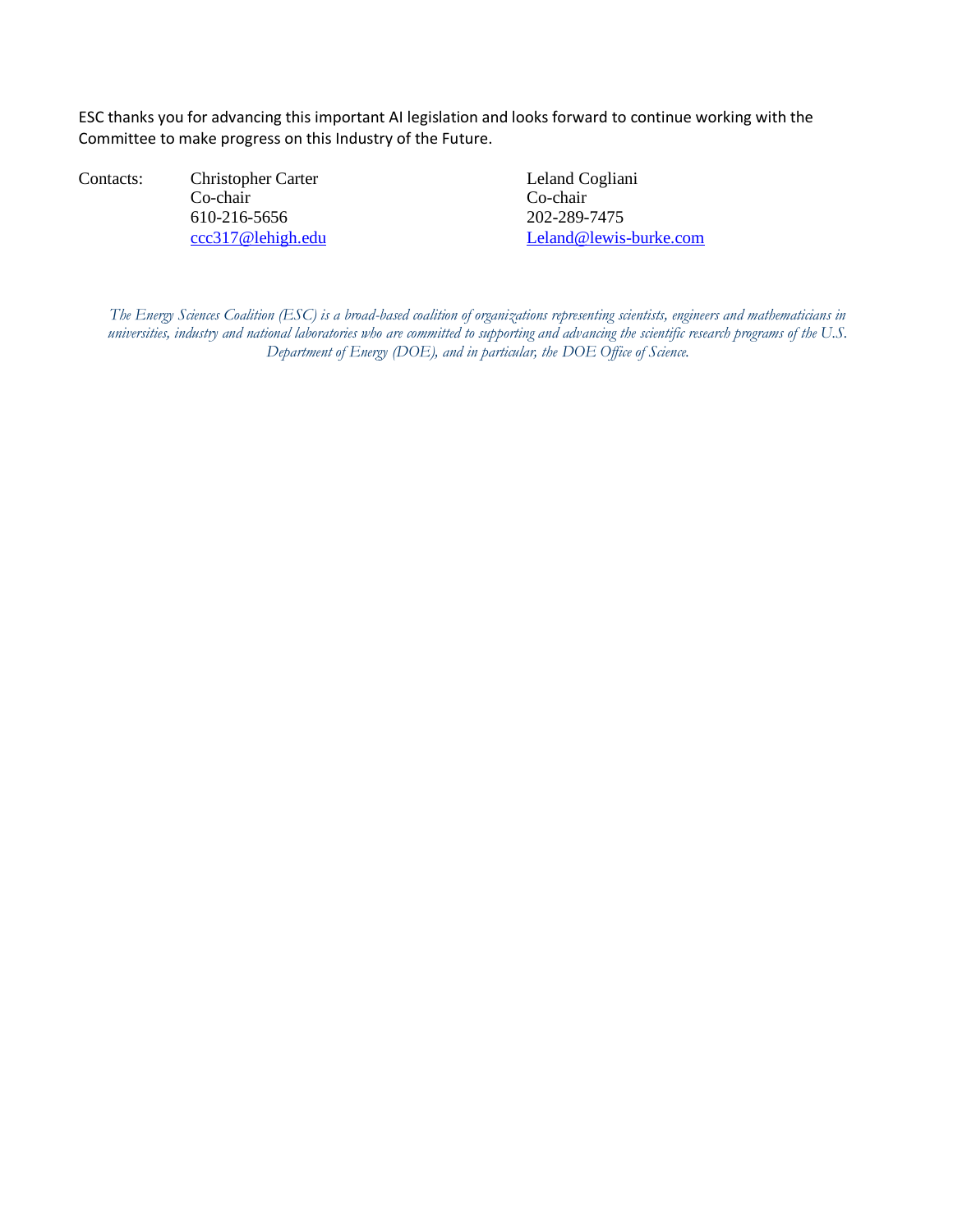ESC thanks you for advancing this important AI legislation and looks forward to continue working with the Committee to make progress on this Industry of the Future.

| Contacts: | Christopher Carter | Leland Cogliani |
|---|---|---|
| | Co-chair | Co-chair |
| | 610-216-5656 | 202-289-7475 |
| | ccc317@lehigh.edu | Leland@lewis-burke.com |

*The Energy Sciences Coalition (ESC) is a broad-based coalition of organizations representing scientists, engineers and mathematicians in universities, industry and national laboratories who are committed to supporting and advancing the scientific research programs of the U.S. Department of Energy (DOE), and in particular, the DOE Office of Science.*